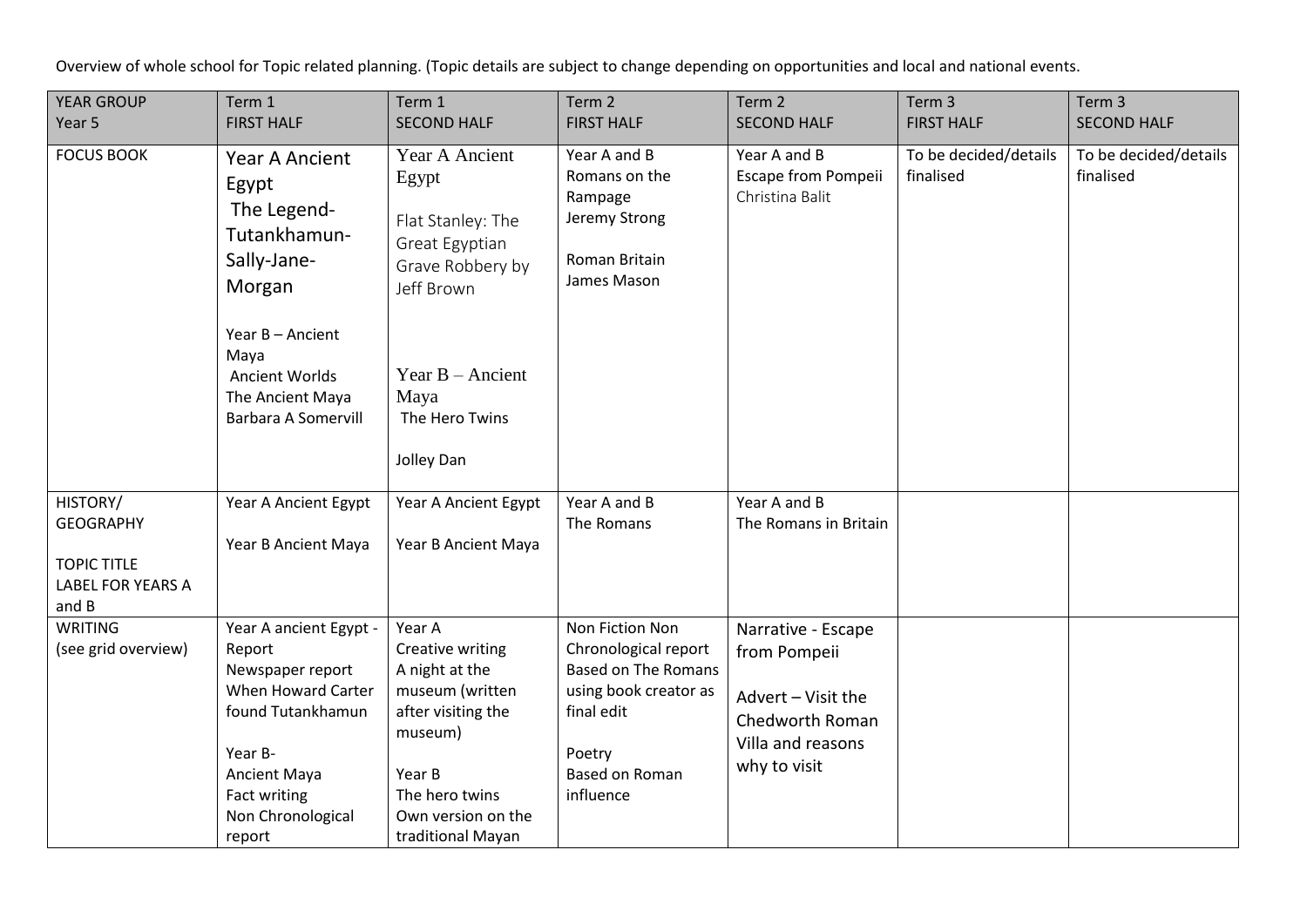Overview of whole school for Topic related planning. (Topic details are subject to change depending on opportunities and local and national events.

| YEAR GROUP<br>Year 5 | Term 1<br>FIRST HALF | Term 1<br>SECOND HALF | Term 2<br>FIRST HALF | Term 2<br>SECOND HALF | Term 3<br>FIRST HALF | Term 3<br>SECOND HALF |
|---|---|---|---|---|---|---|
| FOCUS BOOK | Year A Ancient Egypt<br>The Legend- Tutankhamun- Sally-Jane- Morgan<br><br>Year B – Ancient Maya<br>Ancient Worlds<br>The Ancient Maya<br>Barbara A Somervill | Year A Ancient Egypt<br><br>Flat Stanley: The Great Egyptian Grave Robbery by Jeff Brown<br><br>Year B – Ancient Maya<br>The Hero Twins<br><br>Jolley Dan | Year A and B<br>Romans on the Rampage<br>Jeremy Strong<br><br>Roman Britain<br>James Mason | Year A and B<br>Escape from Pompeii<br>Christina Balit | To be decided/details finalised | To be decided/details finalised |
| HISTORY/<br>GEOGRAPHY<br><br>TOPIC TITLE<br>LABEL FOR YEARS A and B | Year A Ancient Egypt<br><br>Year B Ancient Maya | Year A Ancient Egypt<br><br>Year B Ancient Maya | Year A and B<br>The Romans | Year A and B<br>The Romans in Britain | | |
| WRITING<br>(see grid overview) | Year A ancient Egypt - Report<br>Newspaper report<br>When Howard Carter found Tutankhamun<br><br>Year B-<br>Ancient Maya<br>Fact writing<br>Non Chronological report | Year A<br>Creative writing<br>A night at the museum (written after visiting the museum)<br><br>Year B<br>The hero twins<br>Own version on the traditional Mayan | Non Fiction Non Chronological report<br>Based on The Romans using book creator as final edit<br><br>Poetry<br>Based on Roman influence | Narrative - Escape from Pompeii<br><br>Advert – Visit the Chedworth Roman Villa and reasons why to visit | | |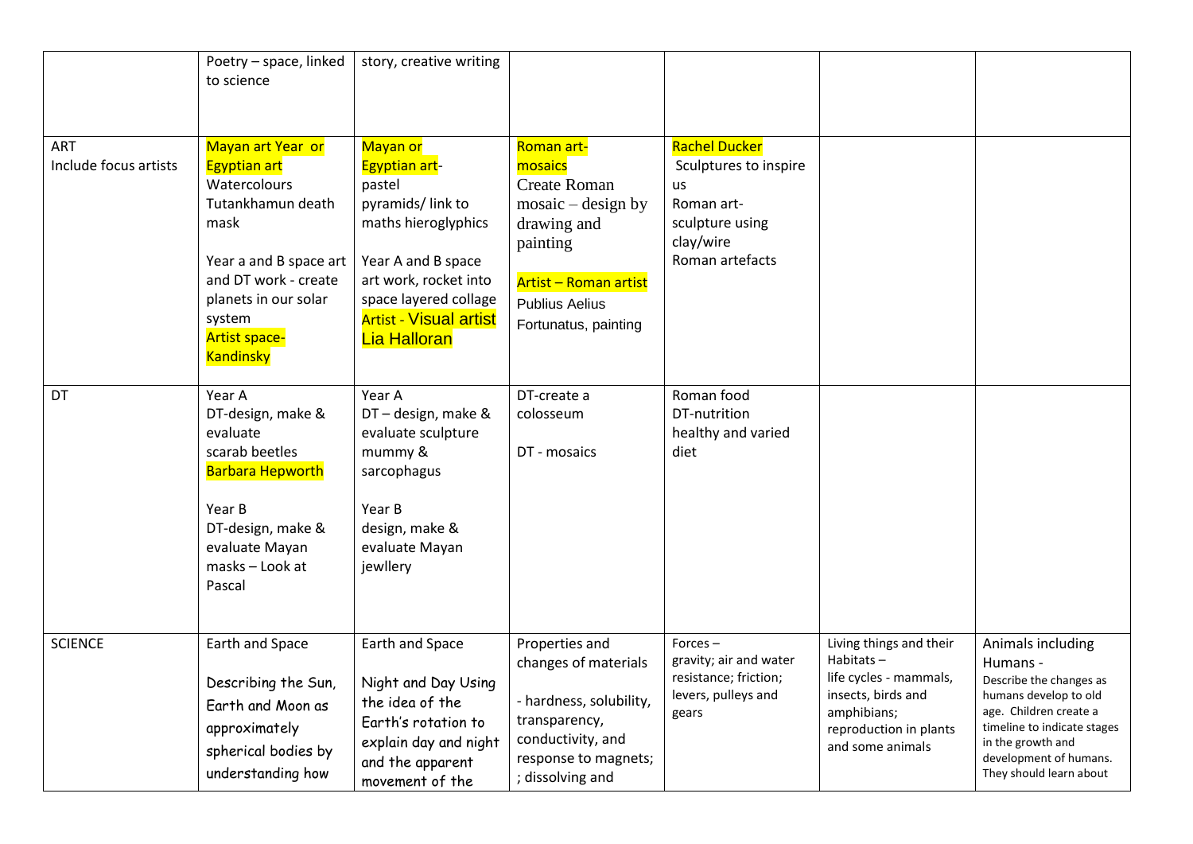| | | | | | | |
|---|---|---|---|---|---|---|
| | Poetry – space, linked to science | story, creative writing | | | | |
| ART<br>Include focus artists | Mayan art Year or Egyptian art<br>Watercolours<br>Tutankhamun death mask<br><br>Year a and B space art and DT work - create planets in our solar system<br>Artist space- Kandinsky | Mayan or Egyptian art-<br>pastel<br>pyramids/ link to maths hieroglyphics<br><br>Year A and B space art work, rocket into space layered collage<br>Artist - Visual artist Lia Halloran | Roman art- mosaics<br>Create Roman mosaic – design by drawing and painting<br><br>Artist – Roman artist<br>Publius Aelius Fortunatus, painting | Rachel Ducker<br>Sculptures to inspire us<br>Roman art- sculpture using clay/wire<br>Roman artefacts | | |
| DT | Year A<br>DT-design, make & evaluate<br>scarab beetles<br>Barbara Hepworth<br><br>Year B<br>DT-design, make & evaluate Mayan masks – Look at Pascal | Year A<br>DT – design, make & evaluate sculpture mummy & sarcophagus<br><br>Year B<br>design, make & evaluate Mayan jewllery | DT-create a colosseum<br><br>DT - mosaics | Roman food<br>DT-nutrition<br>healthy and varied diet | | |
| SCIENCE | Earth and Space<br><br>Describing the Sun, Earth and Moon as approximately spherical bodies by understanding how | Earth and Space<br><br>Night and Day Using the idea of the Earth's rotation to explain day and night and the apparent movement of the | Properties and changes of materials<br><br>- hardness, solubility, transparency, conductivity, and response to magnets; ; dissolving and | Forces –<br>gravity; air and water resistance; friction; levers, pulleys and gears | Living things and their Habitats –<br>life cycles - mammals, insects, birds and amphibians;<br>reproduction in plants and some animals | Animals including Humans -<br>Describe the changes as humans develop to old age. Children create a timeline to indicate stages in the growth and development of humans. They should learn about |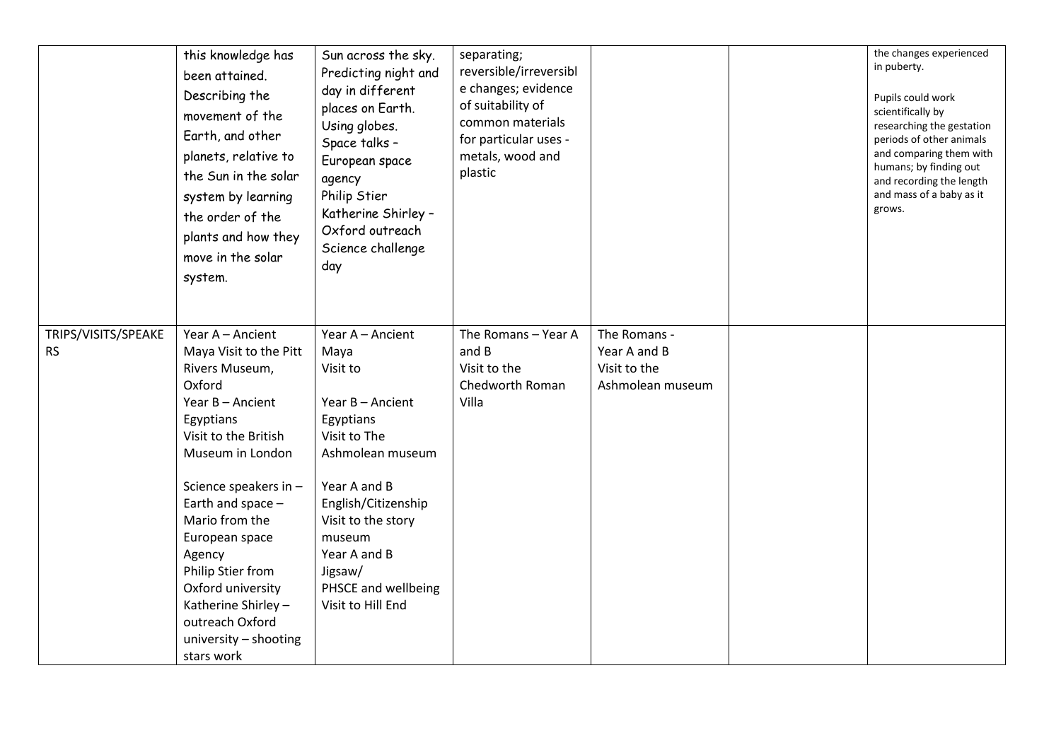| | | | | | | |
|---|---|---|---|---|---|---|
| | this knowledge has been attained. Describing the movement of the Earth, and other planets, relative to the Sun in the solar system by learning the order of the plants and how they move in the solar system. | Sun across the sky. Predicting night and day in different places on Earth. Using globes. Space talks – European space agency Philip Stier Katherine Shirley – Oxford outreach Science challenge day | separating; reversible/irreversible changes; evidence of suitability of common materials for particular uses - metals, wood and plastic | | | the changes experienced in puberty.<br><br>Pupils could work scientifically by researching the gestation periods of other animals and comparing them with humans; by finding out and recording the length and mass of a baby as it grows. |
| TRIPS/VISITS/SPEAKERS | Year A – Ancient Maya Visit to the Pitt Rivers Museum, Oxford<br>Year B – Ancient Egyptians Visit to the British Museum in London<br><br>Science speakers in – Earth and space – Mario from the European space Agency<br>Philip Stier from Oxford university<br>Katherine Shirley – outreach Oxford university – shooting stars work | Year A – Ancient Maya<br>Visit to<br><br>Year B – Ancient Egyptians<br>Visit to The Ashmolean museum<br><br>Year A and B<br>English/Citizenship<br>Visit to the story museum<br>Year A and B<br>Jigsaw/<br>PHSCE and wellbeing<br>Visit to Hill End | The Romans – Year A and B<br>Visit to the Chedworth Roman Villa | The Romans -<br>Year A and B<br>Visit to the Ashmolean museum | | |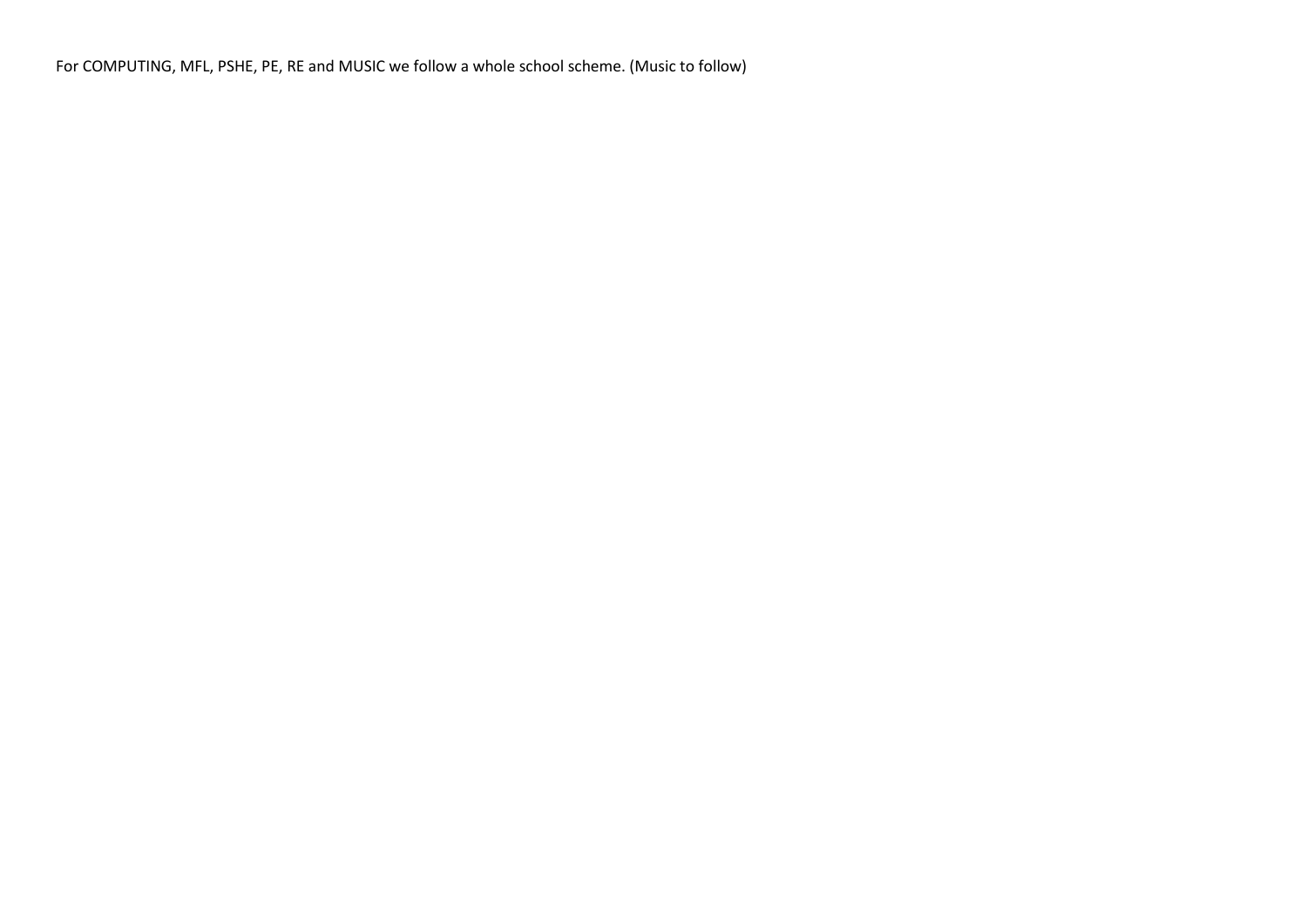For COMPUTING, MFL, PSHE, PE, RE and MUSIC we follow a whole school scheme. (Music to follow)